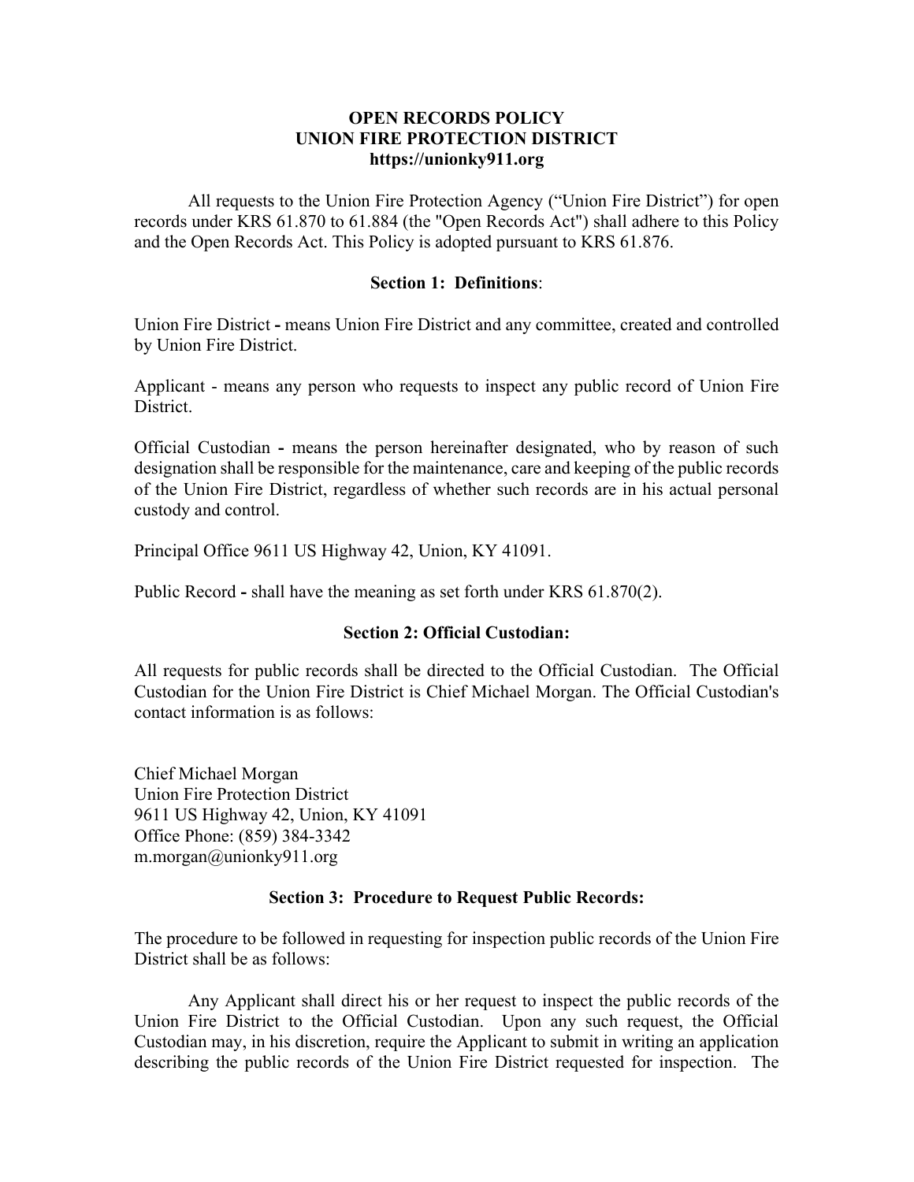# OPEN RECORDS POLICY
# UNION FIRE PROTECTION DISTRICT
**https://unionky911.org**

All requests to the Union Fire Protection Agency ("Union Fire District") for open records under KRS 61.870 to 61.884 (the "Open Records Act") shall adhere to this Policy and the Open Records Act. This Policy is adopted pursuant to KRS 61.876.

## Section 1: Definitions:

Union Fire District **-** means Union Fire District and any committee, created and controlled by Union Fire District.

Applicant - means any person who requests to inspect any public record of Union Fire District.

Official Custodian **-** means the person hereinafter designated, who by reason of such designation shall be responsible for the maintenance, care and keeping of the public records of the Union Fire District, regardless of whether such records are in his actual personal custody and control.

Principal Office 9611 US Highway 42, Union, KY 41091.

Public Record **-** shall have the meaning as set forth under KRS 61.870(2).

## Section 2: Official Custodian:

All requests for public records shall be directed to the Official Custodian. The Official Custodian for the Union Fire District is Chief Michael Morgan. The Official Custodian's contact information is as follows:

Chief Michael Morgan
Union Fire Protection District
9611 US Highway 42, Union, KY 41091
Office Phone: (859) 384-3342
m.morgan@unionky911.org

## Section 3: Procedure to Request Public Records:

The procedure to be followed in requesting for inspection public records of the Union Fire District shall be as follows:

Any Applicant shall direct his or her request to inspect the public records of the Union Fire District to the Official Custodian. Upon any such request, the Official Custodian may, in his discretion, require the Applicant to submit in writing an application describing the public records of the Union Fire District requested for inspection. The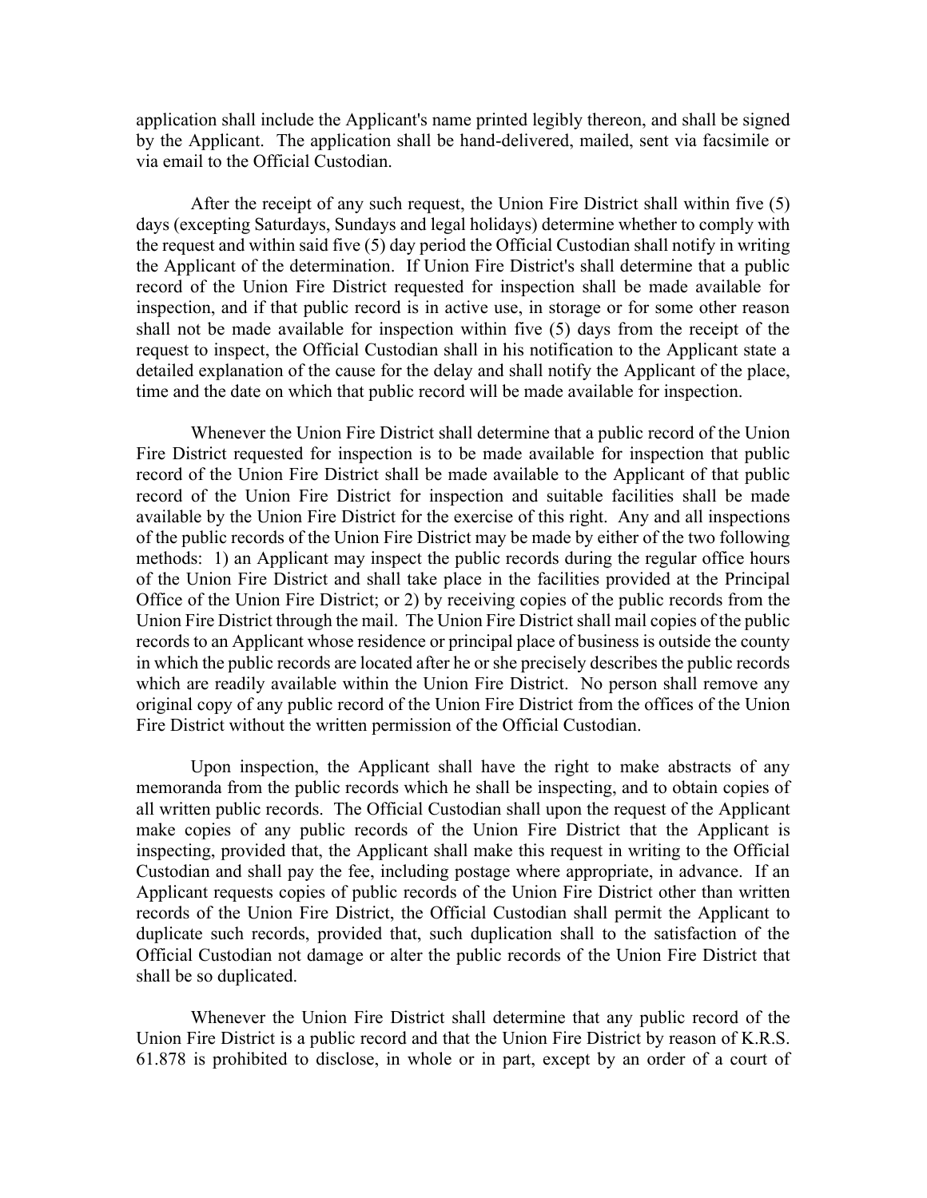application shall include the Applicant's name printed legibly thereon, and shall be signed by the Applicant. The application shall be hand-delivered, mailed, sent via facsimile or via email to the Official Custodian.

After the receipt of any such request, the Union Fire District shall within five (5) days (excepting Saturdays, Sundays and legal holidays) determine whether to comply with the request and within said five (5) day period the Official Custodian shall notify in writing the Applicant of the determination. If Union Fire District's shall determine that a public record of the Union Fire District requested for inspection shall be made available for inspection, and if that public record is in active use, in storage or for some other reason shall not be made available for inspection within five (5) days from the receipt of the request to inspect, the Official Custodian shall in his notification to the Applicant state a detailed explanation of the cause for the delay and shall notify the Applicant of the place, time and the date on which that public record will be made available for inspection.

Whenever the Union Fire District shall determine that a public record of the Union Fire District requested for inspection is to be made available for inspection that public record of the Union Fire District shall be made available to the Applicant of that public record of the Union Fire District for inspection and suitable facilities shall be made available by the Union Fire District for the exercise of this right. Any and all inspections of the public records of the Union Fire District may be made by either of the two following methods: 1) an Applicant may inspect the public records during the regular office hours of the Union Fire District and shall take place in the facilities provided at the Principal Office of the Union Fire District; or 2) by receiving copies of the public records from the Union Fire District through the mail. The Union Fire District shall mail copies of the public records to an Applicant whose residence or principal place of business is outside the county in which the public records are located after he or she precisely describes the public records which are readily available within the Union Fire District. No person shall remove any original copy of any public record of the Union Fire District from the offices of the Union Fire District without the written permission of the Official Custodian.

Upon inspection, the Applicant shall have the right to make abstracts of any memoranda from the public records which he shall be inspecting, and to obtain copies of all written public records. The Official Custodian shall upon the request of the Applicant make copies of any public records of the Union Fire District that the Applicant is inspecting, provided that, the Applicant shall make this request in writing to the Official Custodian and shall pay the fee, including postage where appropriate, in advance. If an Applicant requests copies of public records of the Union Fire District other than written records of the Union Fire District, the Official Custodian shall permit the Applicant to duplicate such records, provided that, such duplication shall to the satisfaction of the Official Custodian not damage or alter the public records of the Union Fire District that shall be so duplicated.

Whenever the Union Fire District shall determine that any public record of the Union Fire District is a public record and that the Union Fire District by reason of K.R.S. 61.878 is prohibited to disclose, in whole or in part, except by an order of a court of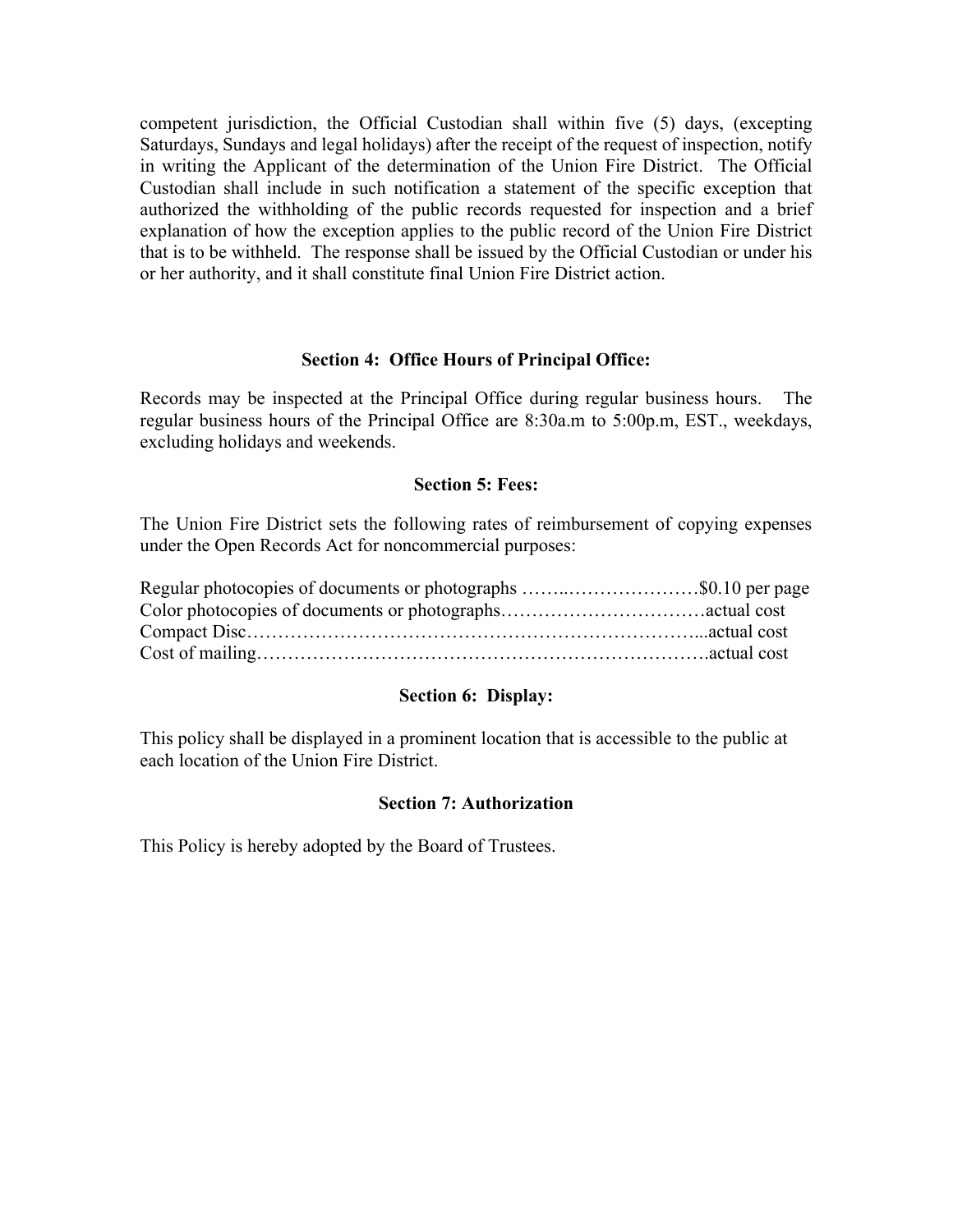competent jurisdiction, the Official Custodian shall within five (5) days, (excepting Saturdays, Sundays and legal holidays) after the receipt of the request of inspection, notify in writing the Applicant of the determination of the Union Fire District. The Official Custodian shall include in such notification a statement of the specific exception that authorized the withholding of the public records requested for inspection and a brief explanation of how the exception applies to the public record of the Union Fire District that is to be withheld. The response shall be issued by the Official Custodian or under his or her authority, and it shall constitute final Union Fire District action.

### Section 4: Office Hours of Principal Office:

Records may be inspected at the Principal Office during regular business hours. The regular business hours of the Principal Office are 8:30a.m to 5:00p.m, EST., weekdays, excluding holidays and weekends.

### Section 5: Fees:

The Union Fire District sets the following rates of reimbursement of copying expenses under the Open Records Act for noncommercial purposes:

Regular photocopies of documents or photographs ……..…………………$0.10 per page
Color photocopies of documents or photographs……………………………actual cost
Compact Disc……………………………………………………………...actual cost
Cost of mailing…………………………………………………………….actual cost

### Section 6: Display:

This policy shall be displayed in a prominent location that is accessible to the public at each location of the Union Fire District.

### Section 7: Authorization

This Policy is hereby adopted by the Board of Trustees.